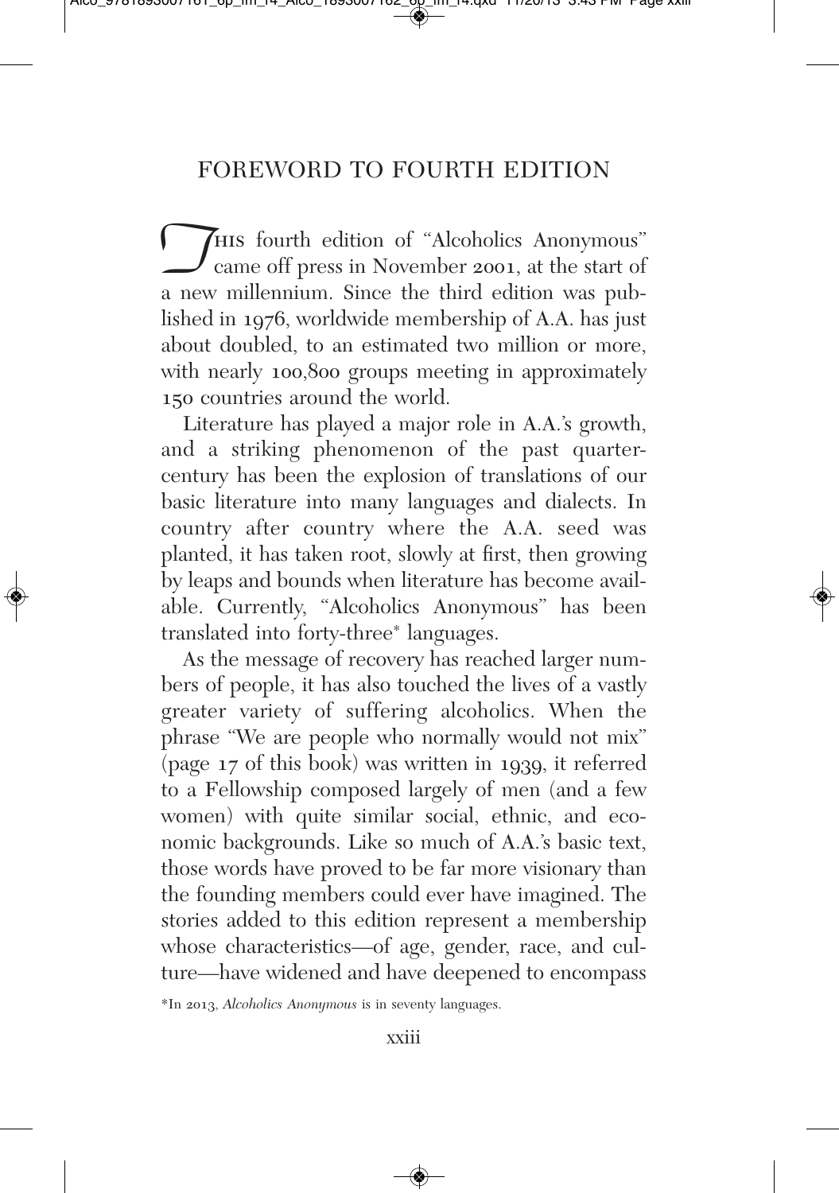# FOREWORD TO FOURTH EDITION

This fourth edition of "Alcoholics Anonymous" came off press in November 2001, at the start of a new millennium. Since the third edition was published in 1976, worldwide membership of A.A. has just about doubled, to an estimated two million or more, with nearly 100,800 groups meeting in approximately 150 countries around the world.

Literature has played a major role in A.A.'s growth, and a striking phenomenon of the past quarter-century has been the explosion of translations of our basic literature into many languages and dialects. In country after country where the A.A. seed was planted, it has taken root, slowly at first, then growing by leaps and bounds when literature has become available. Currently, "Alcoholics Anonymous" has been translated into forty-three* languages.

As the message of recovery has reached larger numbers of people, it has also touched the lives of a vastly greater variety of suffering alcoholics. When the phrase "We are people who normally would not mix" (page 17 of this book) was written in 1939, it referred to a Fellowship composed largely of men (and a few women) with quite similar social, ethnic, and economic backgrounds. Like so much of A.A.'s basic text, those words have proved to be far more visionary than the founding members could ever have imagined. The stories added to this edition represent a membership whose characteristics—of age, gender, race, and culture—have widened and have deepened to encompass

*In 2013, *Alcoholics Anonymous* is in seventy languages.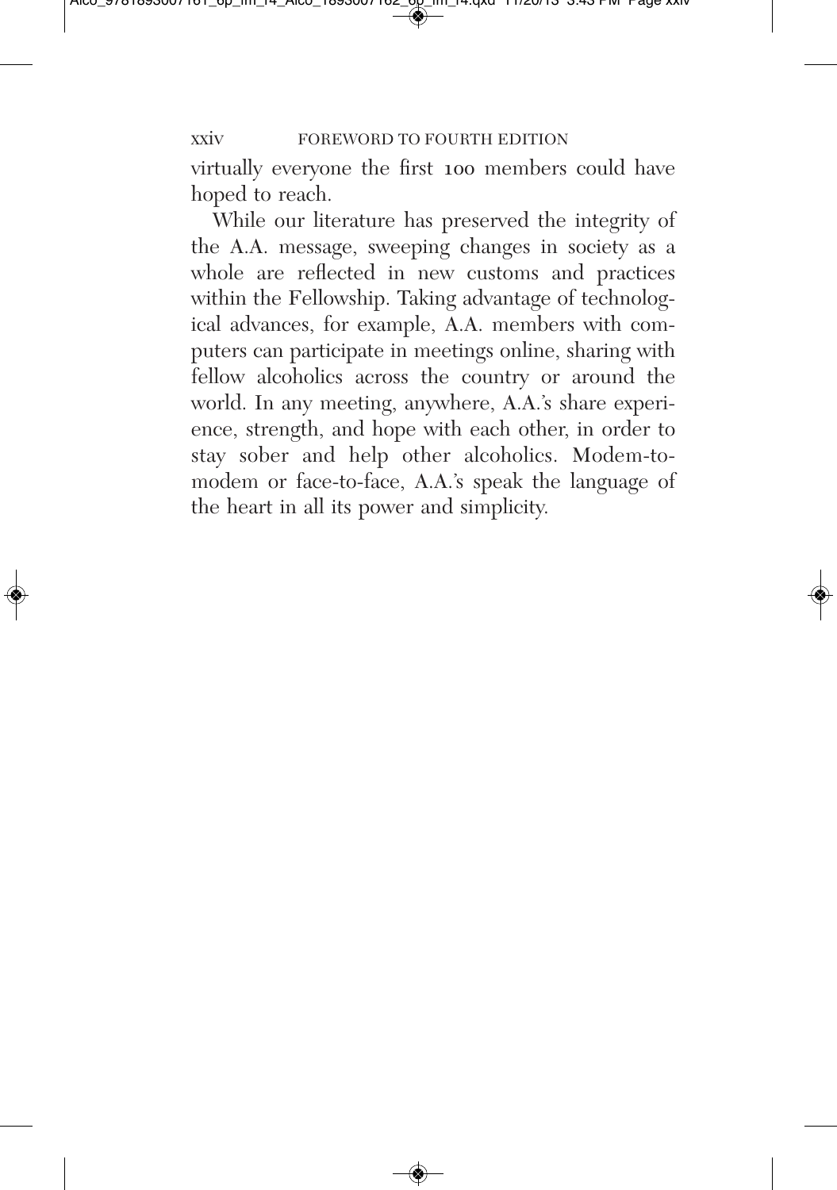virtually everyone the first 100 members could have hoped to reach.

While our literature has preserved the integrity of the A.A. message, sweeping changes in society as a whole are reflected in new customs and practices within the Fellowship. Taking advantage of technological advances, for example, A.A. members with computers can participate in meetings online, sharing with fellow alcoholics across the country or around the world. In any meeting, anywhere, A.A.'s share experience, strength, and hope with each other, in order to stay sober and help other alcoholics. Modem-to-modem or face-to-face, A.A.'s speak the language of the heart in all its power and simplicity.